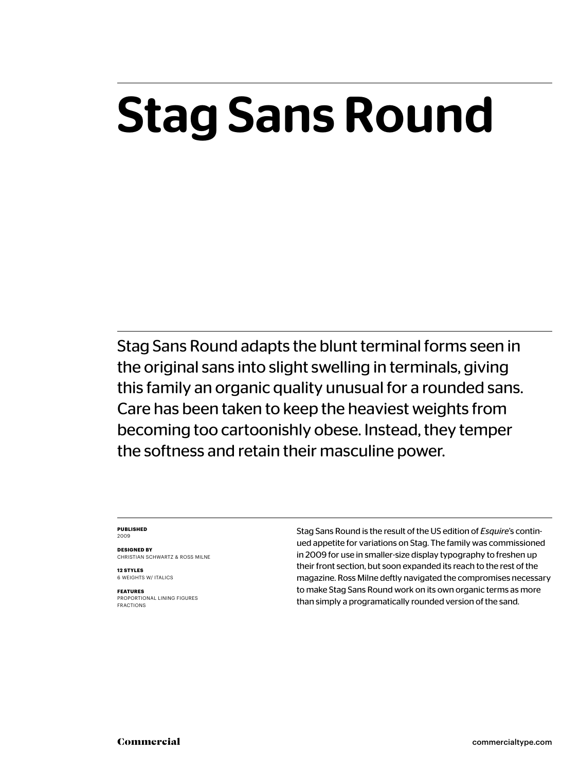# Stag Sans Round

Stag Sans Round adapts the blunt terminal forms seen in the original sans into slight swelling in terminals, giving this family an organic quality unusual for a rounded sans. Care has been taken to keep the heaviest weights from becoming too cartoonishly obese. Instead, they temper the softness and retain their masculine power.

**PUBLISHED**
2009

**DESIGNED BY**
CHRISTIAN SCHWARTZ & ROSS MILNE

**12 STYLES**
6 WEIGHTS W/ ITALICS

**FEATURES**
PROPORTIONAL LINING FIGURES
FRACTIONS

Stag Sans Round is the result of the US edition of *Esquire*'s continued appetite for variations on Stag. The family was commissioned in 2009 for use in smaller-size display typography to freshen up their front section, but soon expanded its reach to the rest of the magazine. Ross Milne deftly navigated the compromises necessary to make Stag Sans Round work on its own organic terms as more than simply a programatically rounded version of the sand.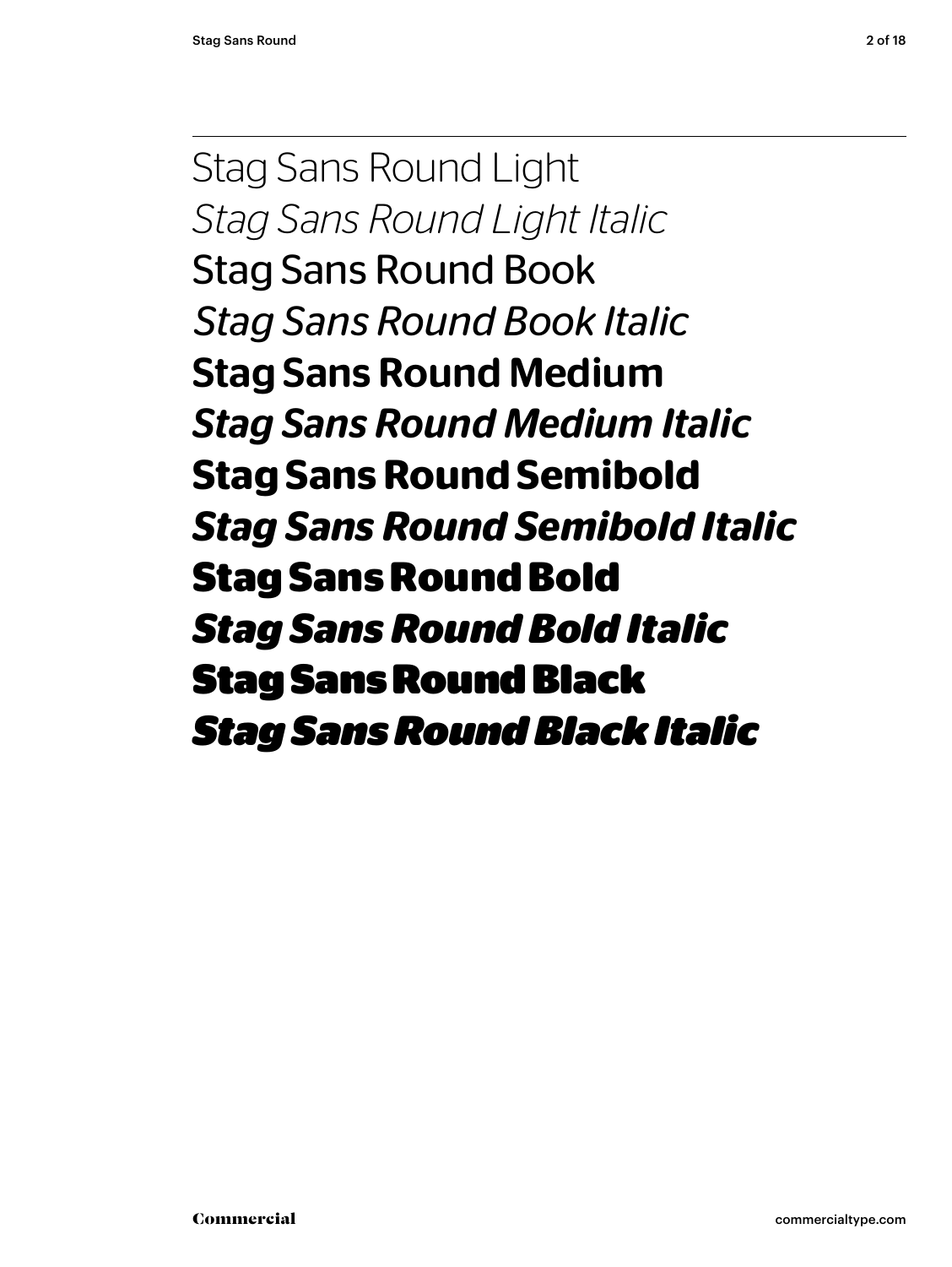Stag Sans Round Light

*Stag Sans Round Light Italic*

Stag Sans Round Book

*Stag Sans Round Book Italic*

**Stag Sans Round Medium**

***Stag Sans Round Medium Italic***

**Stag Sans Round Semibold**

***Stag Sans Round Semibold Italic***

**Stag Sans Round Bold**

***Stag Sans Round Bold Italic***

**Stag Sans Round Black**

***Stag Sans Round Black Italic***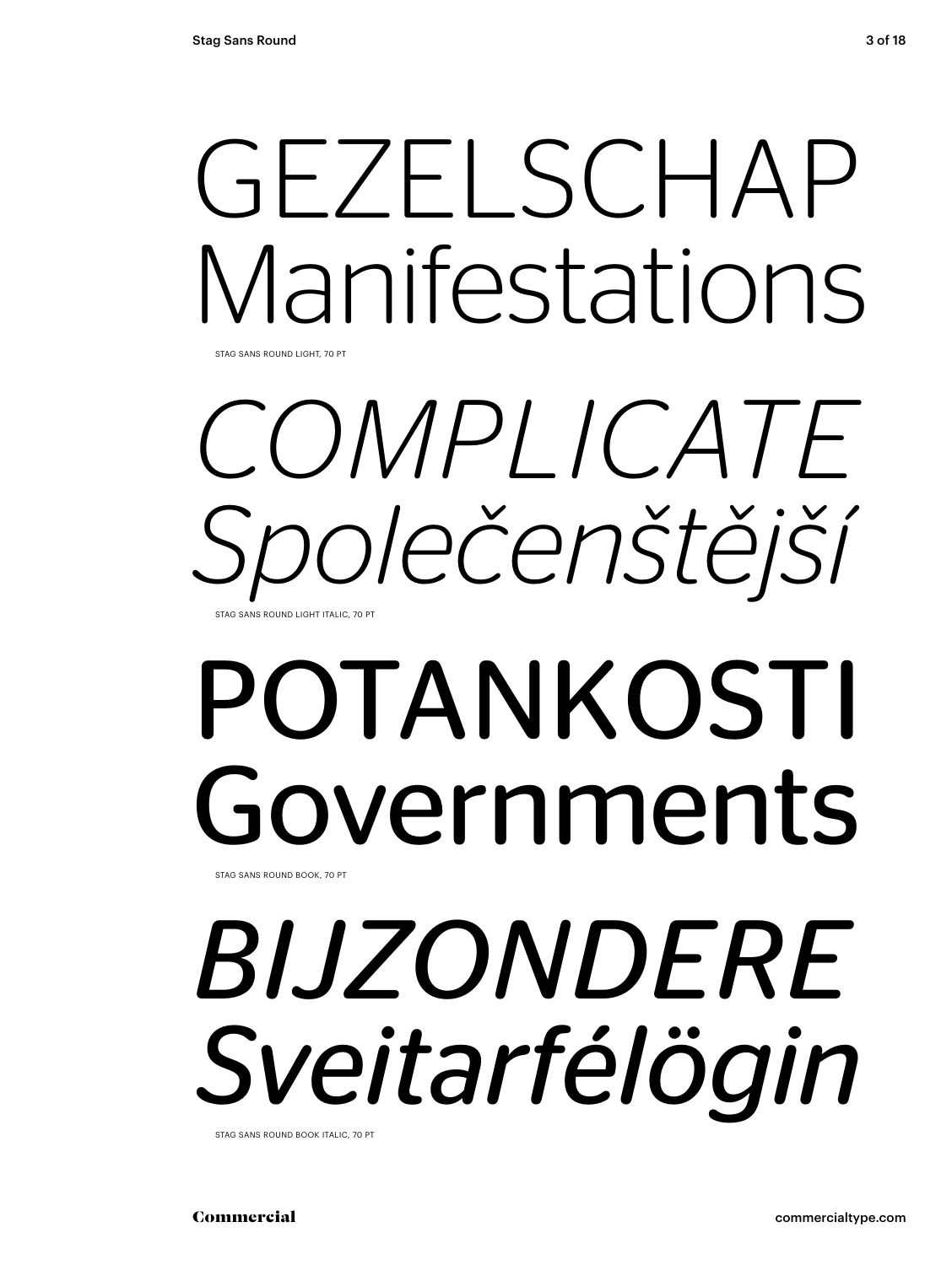GEZELSCHAP
Manifestations

STAG SANS ROUND LIGHT, 70 PT

*COMPLICATE*
*Společenštější*

STAG SANS ROUND LIGHT ITALIC, 70 PT

POTANKOSTI
Governments

STAG SANS ROUND BOOK, 70 PT

*BIJZONDERE*
*Sveitarfélögin*

STAG SANS ROUND BOOK ITALIC, 70 PT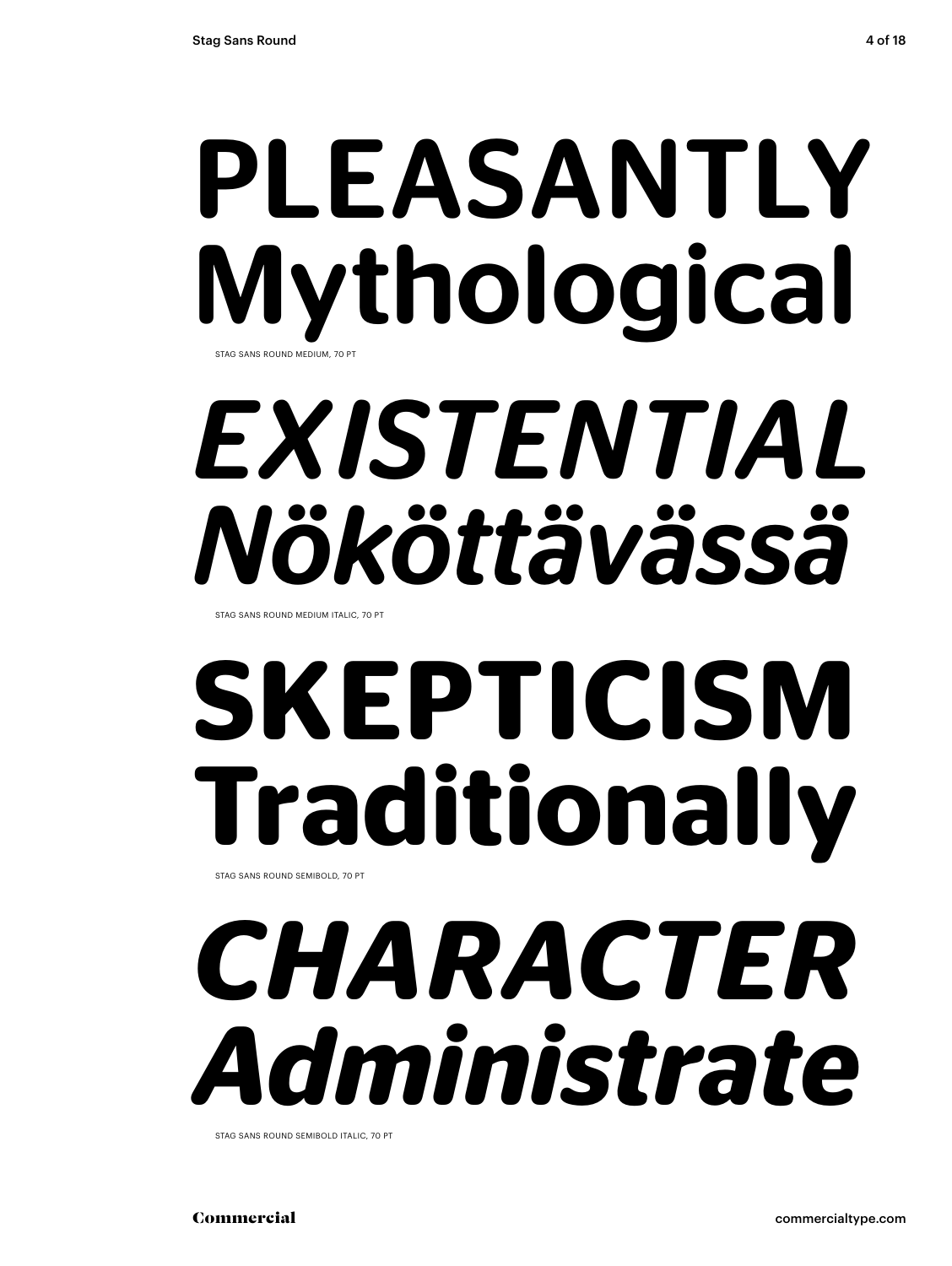PLEASANTLY
Mythological

STAG SANS ROUND MEDIUM, 70 PT

*EXISTENTIAL*
*Nököttävässä*

STAG SANS ROUND MEDIUM ITALIC, 70 PT

**SKEPTICISM**
**Traditionally**

STAG SANS ROUND SEMIBOLD, 70 PT

***CHARACTER***
***Administrate***

STAG SANS ROUND SEMIBOLD ITALIC, 70 PT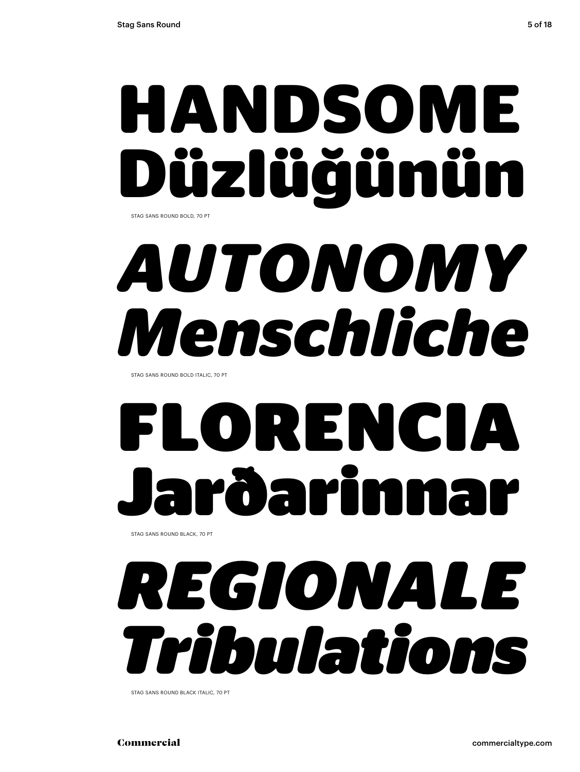# HANDSOME Düzlüğünün

STAG SANS ROUND BOLD, 70 PT

# *AUTONOMY Menschliche*

STAG SANS ROUND BOLD ITALIC, 70 PT

# FLORENCIA Jarðarinnar

STAG SANS ROUND BLACK, 70 PT

# *REGIONALE Tribulations*

STAG SANS ROUND BLACK ITALIC, 70 PT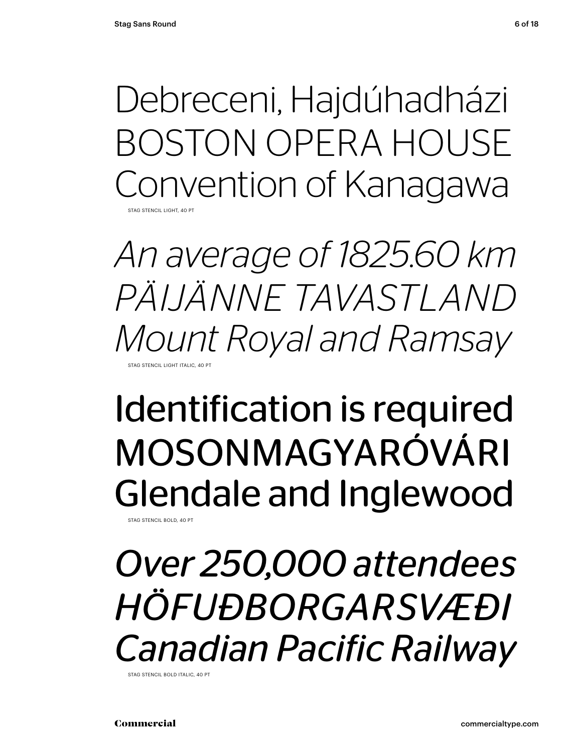Debreceni, Hajdúhadházi
BOSTON OPERA HOUSE
Convention of Kanagawa

STAG STENCIL LIGHT, 40 PT

*An average of 1825.60 km*
*PÄIJÄNNE TAVASTLAND*
*Mount Royal and Ramsay*

STAG STENCIL LIGHT ITALIC, 40 PT

**Identification is required**
**MOSONMAGYARÓVÁRI**
**Glendale and Inglewood**

STAG STENCIL BOLD, 40 PT

***Over 250,000 attendees***
***HÖFUÐBORGARSVÆÐI***
***Canadian Pacific Railway***

STAG STENCIL BOLD ITALIC, 40 PT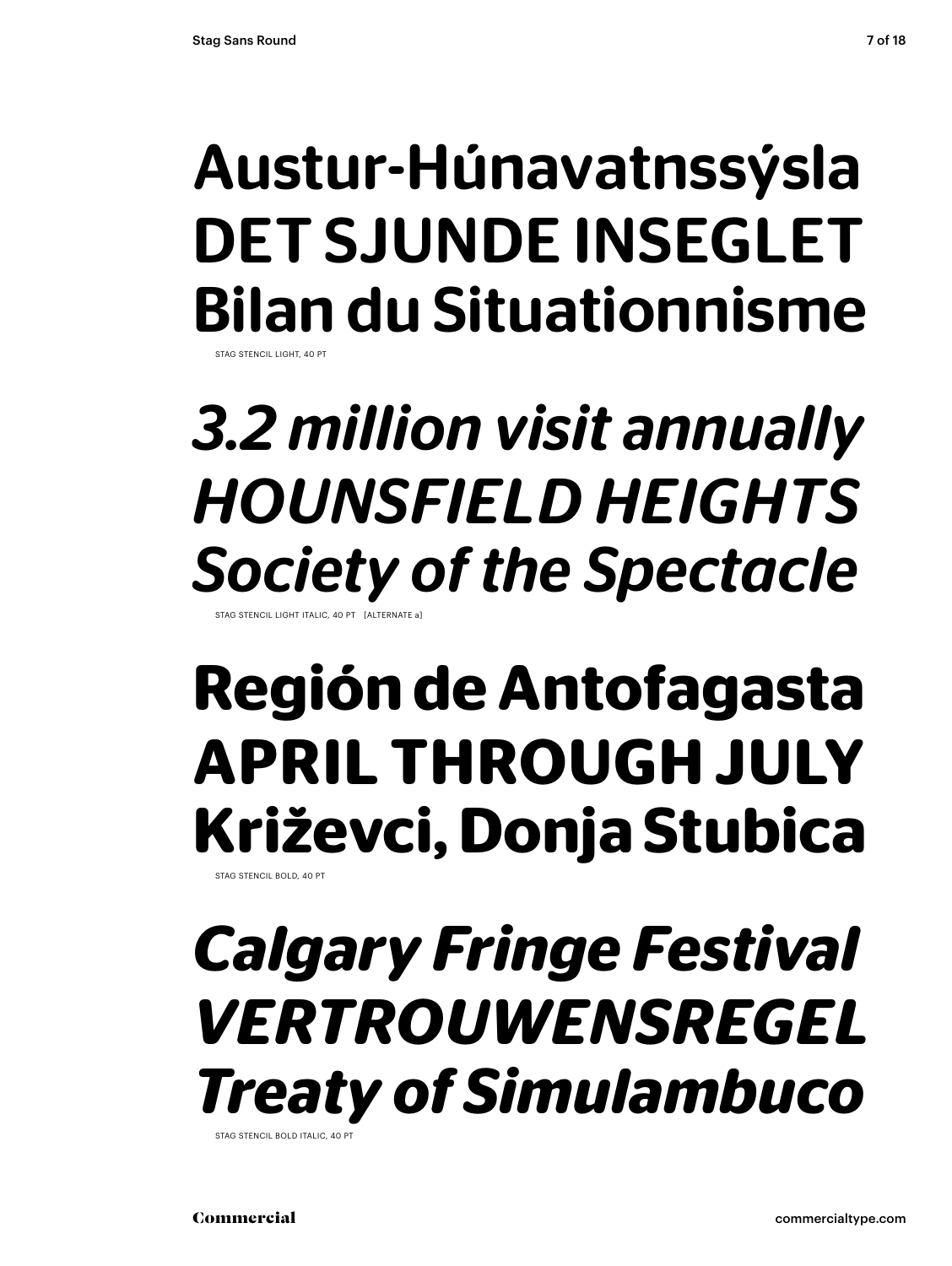Austur-Húnavatnssýsla
DET SJUNDE INSEGLET
Bilan du Situationnisme

STAG STENCIL LIGHT, 40 PT

*3.2 million visit annually*
*HOUNSFIELD HEIGHTS*
*Society of the Spectacle*

STAG STENCIL LIGHT ITALIC, 40 PT [ALTERNATE a]

**Región de Antofagasta**
**APRIL THROUGH JULY**
**Križevci, Donja Stubica**

STAG STENCIL BOLD, 40 PT

***Calgary Fringe Festival***
***VERTROUWENSREGEL***
***Treaty of Simulambuco***

STAG STENCIL BOLD ITALIC, 40 PT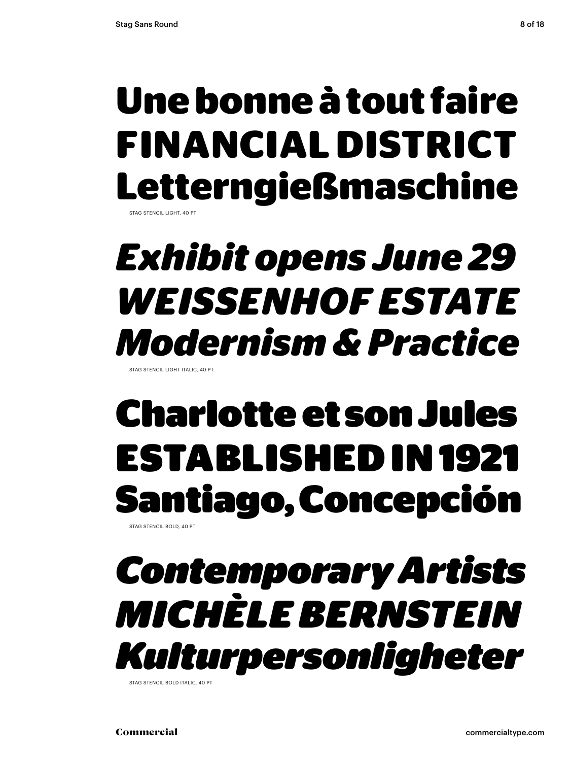Une bonne à tout faire
FINANCIAL DISTRICT
Letterngießmaschine

STAG STENCIL LIGHT, 40 PT

*Exhibit opens June 29*
*WEISSENHOF ESTATE*
*Modernism & Practice*

STAG STENCIL LIGHT ITALIC, 40 PT

**Charlotte et son Jules**
**ESTABLISHED IN 1921**
**Santiago, Concepción**

STAG STENCIL BOLD, 40 PT

***Contemporary Artists***
***MICHÈLE BERNSTEIN***
***Kulturpersonligheter***

STAG STENCIL BOLD ITALIC, 40 PT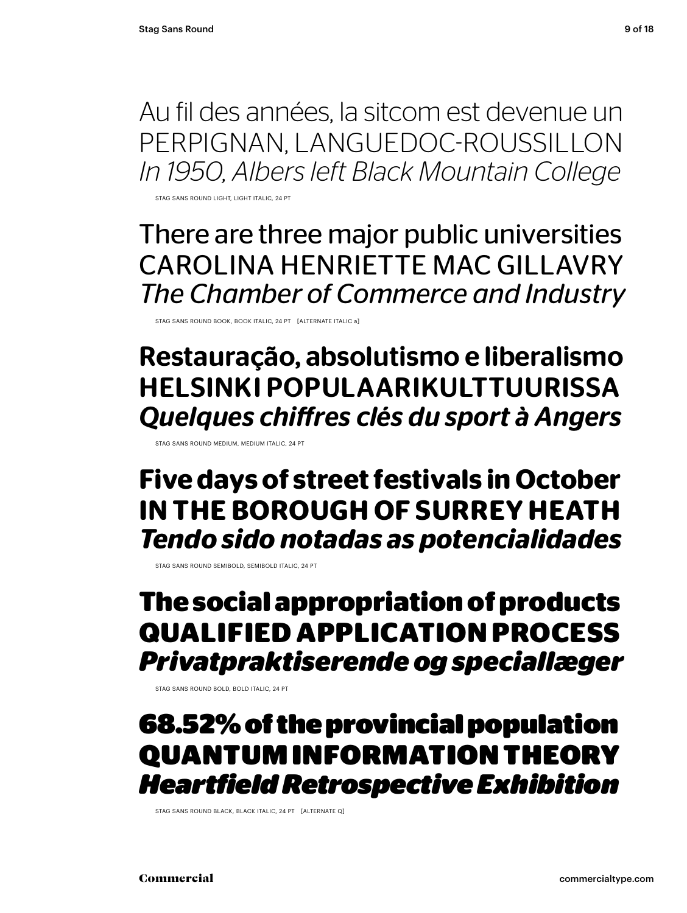Au fil des années, la sitcom est devenue un
PERPIGNAN, LANGUEDOC-ROUSSILLON
*In 1950, Albers left Black Mountain College*

STAG SANS ROUND LIGHT, LIGHT ITALIC, 24 PT

There are three major public universities
CAROLINA HENRIETTE MAC GILLAVRY
*The Chamber of Commerce and Industry*

STAG SANS ROUND BOOK, BOOK ITALIC, 24 PT [ALTERNATE ITALIC a]

**Restauração, absolutismo e liberalismo**
**HELSINKI POPULAARIKULTTUURISSA**
***Quelques chiffres clés du sport à Angers***

STAG SANS ROUND MEDIUM, MEDIUM ITALIC, 24 PT

**Five days of street festivals in October**
**IN THE BOROUGH OF SURREY HEATH**
***Tendo sido notadas as potencialidades***

STAG SANS ROUND SEMIBOLD, SEMIBOLD ITALIC, 24 PT

**The social appropriation of products**
**QUALIFIED APPLICATION PROCESS**
***Privatpraktiserende og speciallæger***

STAG SANS ROUND BOLD, BOLD ITALIC, 24 PT

**68.52% of the provincial population**
**QUANTUM INFORMATION THEORY**
***Heartfield Retrospective Exhibition***

STAG SANS ROUND BLACK, BLACK ITALIC, 24 PT [ALTERNATE Q]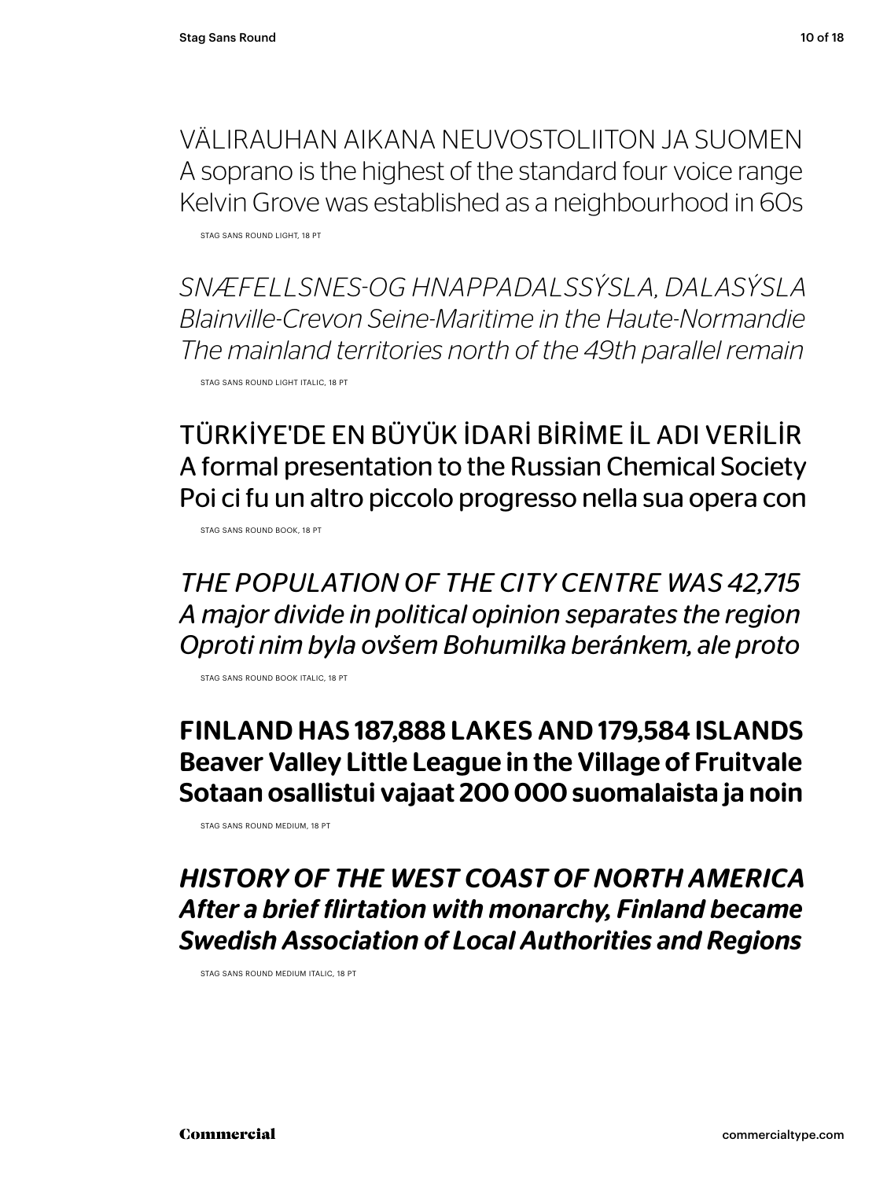VÄLIRAUHAN AIKANA NEUVOSTOLIITON JA SUOMEN
A soprano is the highest of the standard four voice range
Kelvin Grove was established as a neighbourhood in 60s

STAG SANS ROUND LIGHT, 18 PT

*SNÆFELLSNES-OG HNAPPADALSSÝSLA, DALASÝSLA*
*Blainville-Crevon Seine-Maritime in the Haute-Normandie*
*The mainland territories north of the 49th parallel remain*

STAG SANS ROUND LIGHT ITALIC, 18 PT

TÜRKİYE'DE EN BÜYÜK İDARİ BİRİME İL ADI VERİLİR
A formal presentation to the Russian Chemical Society
Poi ci fu un altro piccolo progresso nella sua opera con

STAG SANS ROUND BOOK, 18 PT

*THE POPULATION OF THE CITY CENTRE WAS 42,715*
*A major divide in political opinion separates the region*
*Oproti nim byla ovšem Bohumilka beránkem, ale proto*

STAG SANS ROUND BOOK ITALIC, 18 PT

**FINLAND HAS 187,888 LAKES AND 179,584 ISLANDS**
**Beaver Valley Little League in the Village of Fruitvale**
**Sotaan osallistui vajaat 200 000 suomalaista ja noin**

STAG SANS ROUND MEDIUM, 18 PT

***HISTORY OF THE WEST COAST OF NORTH AMERICA***
***After a brief flirtation with monarchy, Finland became***
***Swedish Association of Local Authorities and Regions***

STAG SANS ROUND MEDIUM ITALIC, 18 PT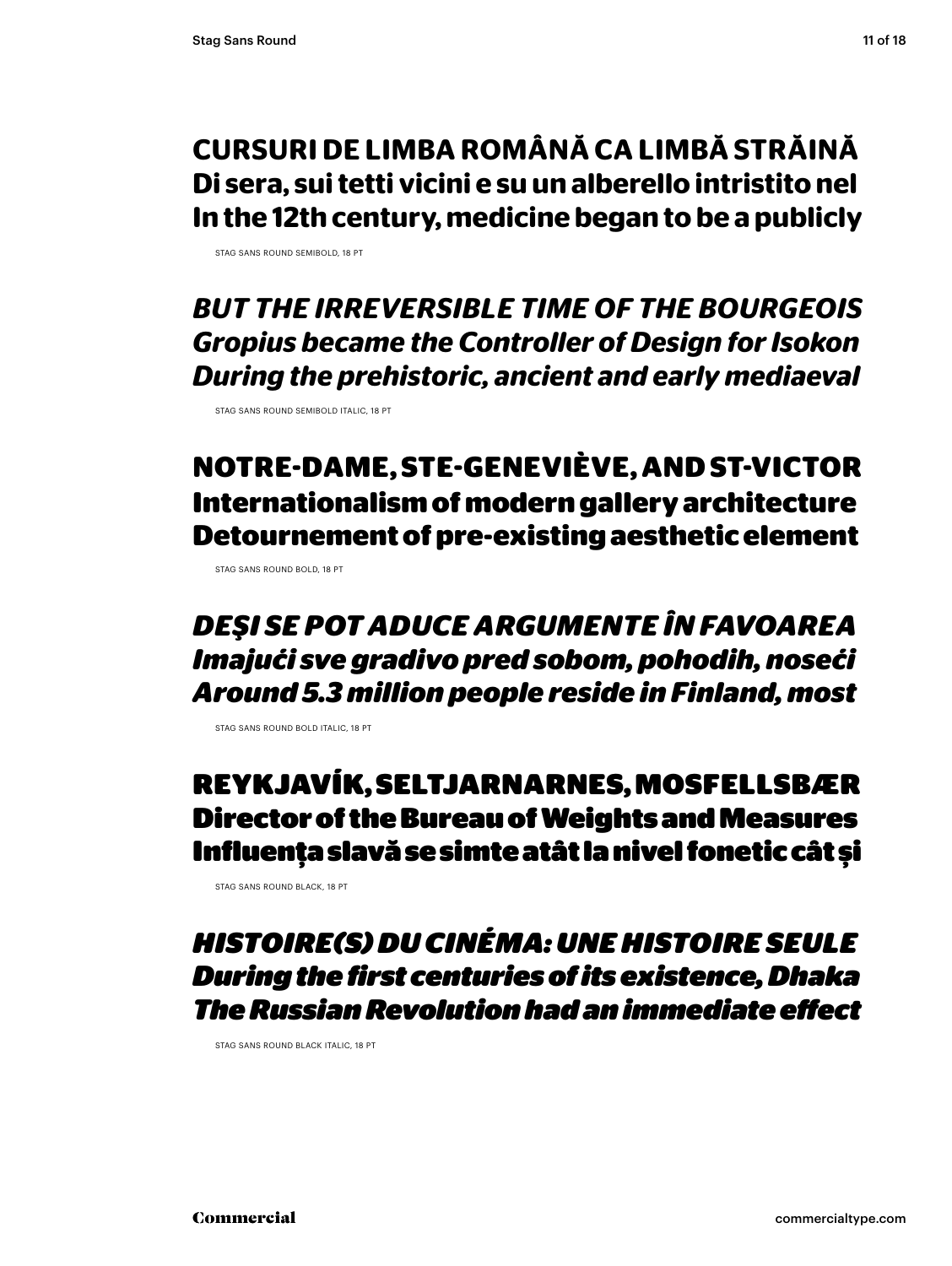**CURSURI DE LIMBA ROMÂNĂ CA LIMBĂ STRĂINĂ**
**Di sera, sui tetti vicini e su un alberello intristito nel**
**In the 12th century, medicine began to be a publicly**

STAG SANS ROUND SEMIBOLD, 18 PT

***BUT THE IRREVERSIBLE TIME OF THE BOURGEOIS***
***Gropius became the Controller of Design for Isokon***
***During the prehistoric, ancient and early mediaeval***

STAG SANS ROUND SEMIBOLD ITALIC, 18 PT

**NOTRE-DAME, STE-GENEVIÈVE, AND ST-VICTOR**
**Internationalism of modern gallery architecture**
**Detournement of pre-existing aesthetic element**

STAG SANS ROUND BOLD, 18 PT

***DEŞI SE POT ADUCE ARGUMENTE ÎN FAVOAREA***
***Imajući sve gradivo pred sobom, pohodih, noseći***
***Around 5.3 million people reside in Finland, most***

STAG SANS ROUND BOLD ITALIC, 18 PT

**REYKJAVÍK, SELTJARNARNES, MOSFELLSBÆR**
**Director of the Bureau of Weights and Measures**
**Influența slavă se simte atât la nivel fonetic cât și**

STAG SANS ROUND BLACK, 18 PT

***HISTOIRE(S) DU CINÉMA: UNE HISTOIRE SEULE***
***During the first centuries of its existence, Dhaka***
***The Russian Revolution had an immediate effect***

STAG SANS ROUND BLACK ITALIC, 18 PT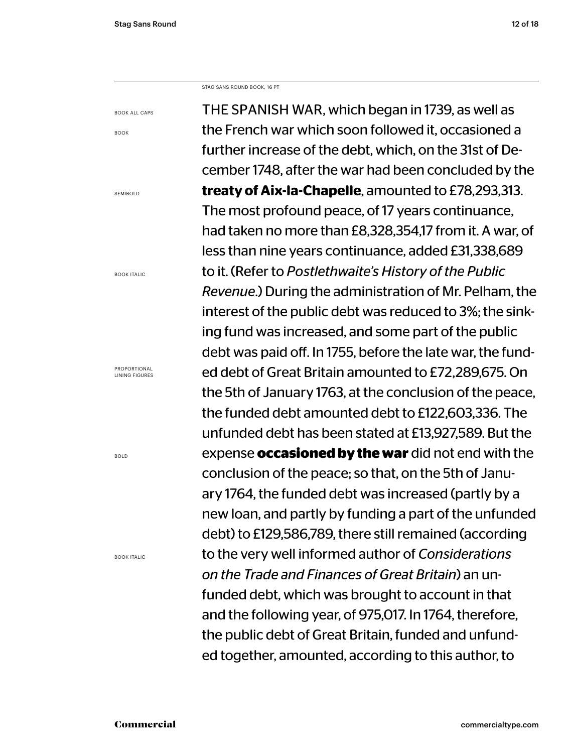STAG SANS ROUND BOOK, 16 PT

BOOK ALL CAPS

BOOK

SEMIBOLD

BOOK ITALIC

PROPORTIONAL LINING FIGURES

BOLD

BOOK ITALIC

THE SPANISH WAR, which began in 1739, as well as the French war which soon followed it, occasioned a further increase of the debt, which, on the 31st of December 1748, after the war had been concluded by the **treaty of Aix-la-Chapelle**, amounted to £78,293,313. The most profound peace, of 17 years continuance, had taken no more than £8,328,354,17 from it. A war, of less than nine years continuance, added £31,338,689 to it. (Refer to *Postlethwaite's History of the Public Revenue*.) During the administration of Mr. Pelham, the interest of the public debt was reduced to 3%; the sinking fund was increased, and some part of the public debt was paid off. In 1755, before the late war, the funded debt of Great Britain amounted to £72,289,675. On the 5th of January 1763, at the conclusion of the peace, the funded debt amounted debt to £122,603,336. The unfunded debt has been stated at £13,927,589. But the expense **occasioned by the war** did not end with the conclusion of the peace; so that, on the 5th of January 1764, the funded debt was increased (partly by a new loan, and partly by funding a part of the unfunded debt) to £129,586,789, there still remained (according to the very well informed author of *Considerations on the Trade and Finances of Great Britain*) an unfunded debt, which was brought to account in that and the following year, of 975,017. In 1764, therefore, the public debt of Great Britain, funded and unfunded together, amounted, according to this author, to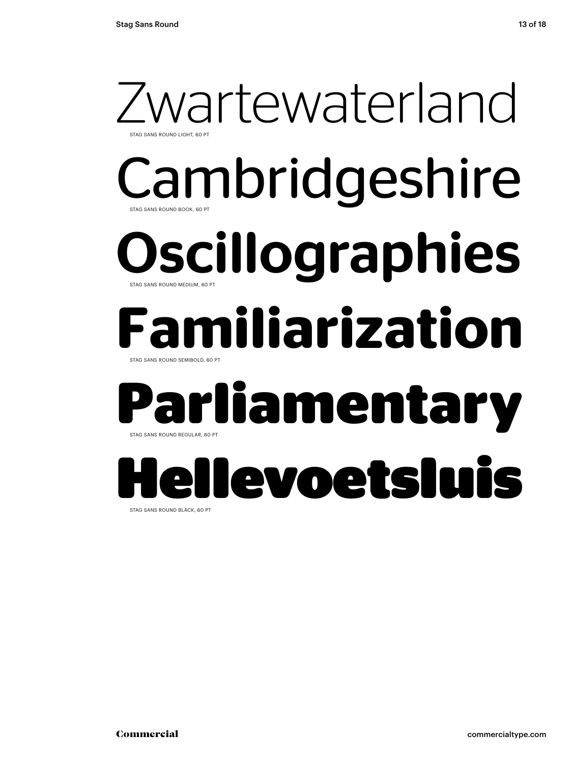Zwartewaterland

STAG SANS ROUND LIGHT, 60 PT

Cambridgeshire

STAG SANS ROUND BOOK, 60 PT

**Oscillographies**

STAG SANS ROUND MEDIUM, 60 PT

**Familiarization**

STAG SANS ROUND SEMIBOLD, 60 PT

**Parliamentary**

STAG SANS ROUND REGULAR, 60 PT

**Hellevoetsluis**

STAG SANS ROUND BLACK, 60 PT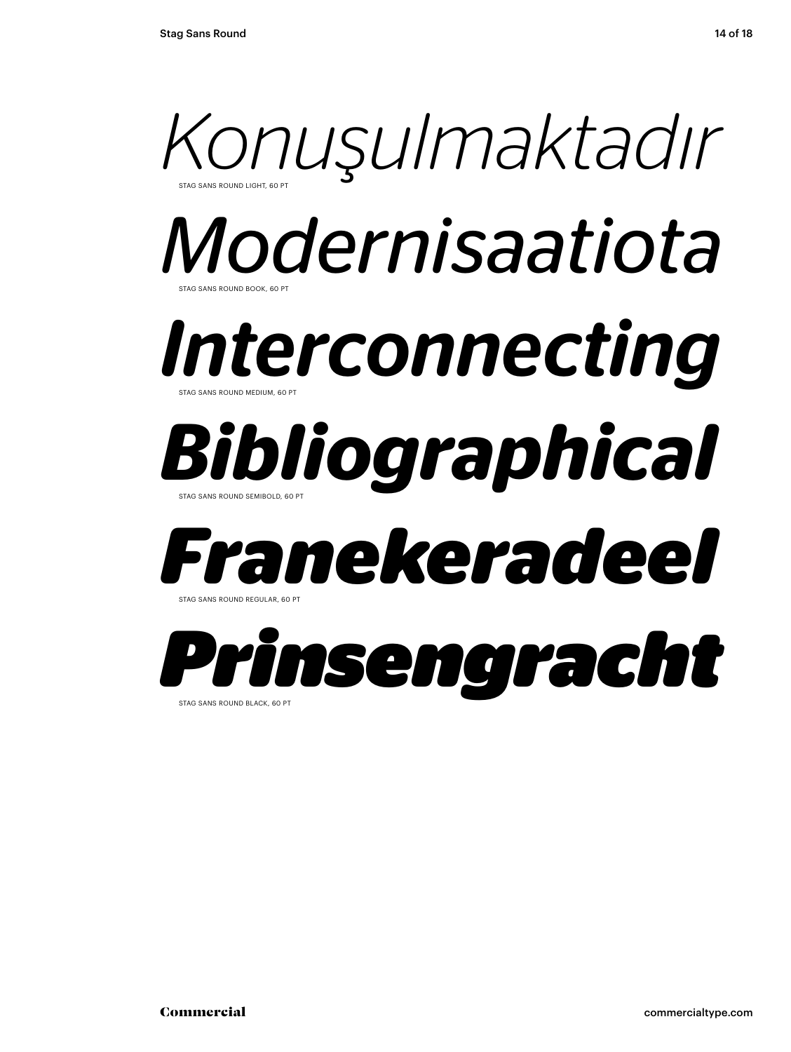*Konuşulmaktadır*

STAG SANS ROUND LIGHT, 60 PT

*Modernisaatiota*

STAG SANS ROUND BOOK, 60 PT

***Interconnecting***

STAG SANS ROUND MEDIUM, 60 PT

***Bibliographical***

STAG SANS ROUND SEMIBOLD, 60 PT

***Franekeradeel***

STAG SANS ROUND REGULAR, 60 PT

***Prinsengracht***

STAG SANS ROUND BLACK, 60 PT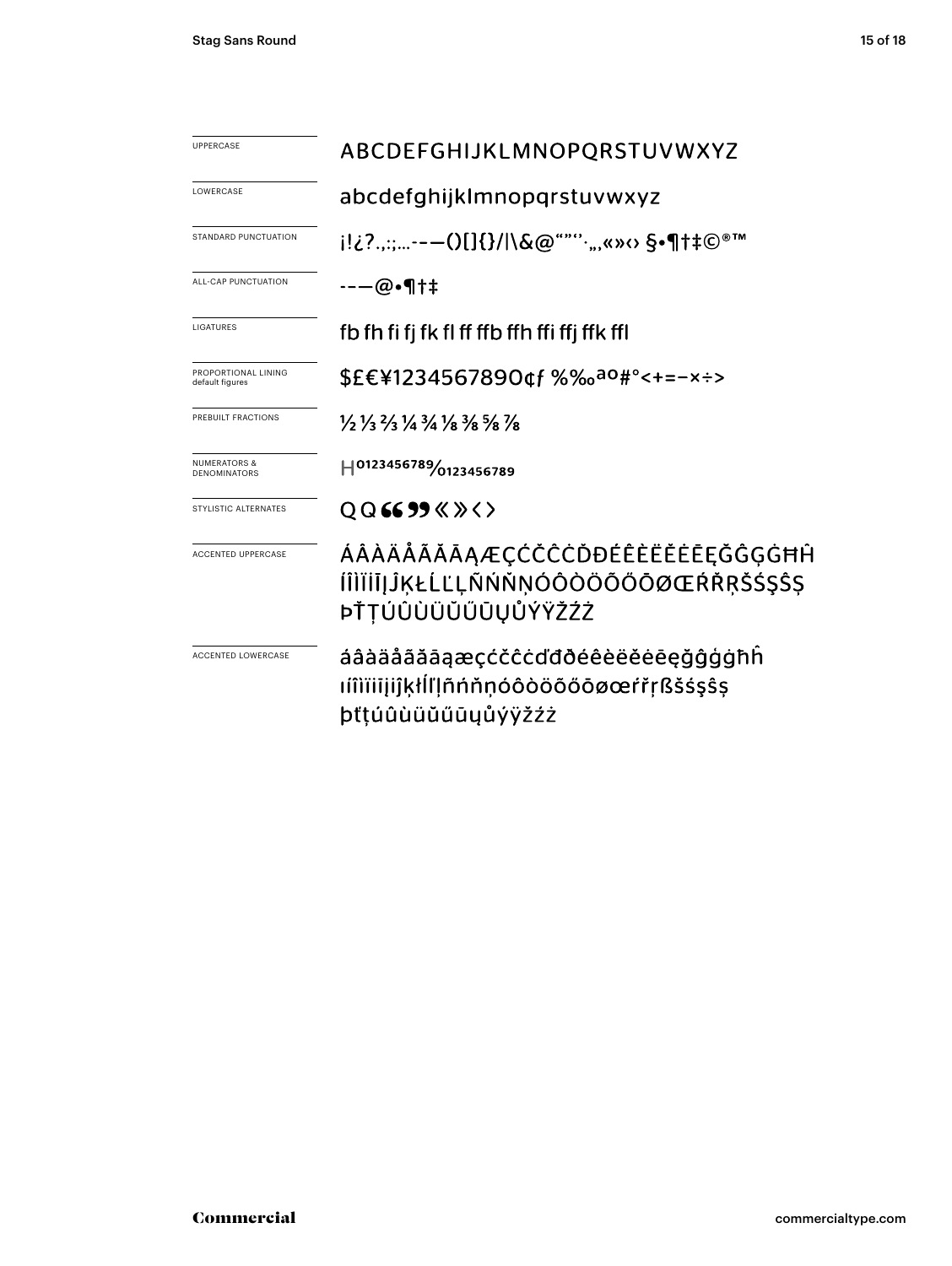| | |
|---|---|
| UPPERCASE | ABCDEFGHIJKLMNOPQRSTUVWXYZ |
| LOWERCASE | abcdefghijklmnopqrstuvwxyz |
| STANDARD PUNCTUATION | ¡!¿?.,:;...-–—()[]{}/\|\&@“”‘’·„‚«»‹› §•¶†‡©®™ |
| ALL-CAP PUNCTUATION | -–—@•¶†‡ |
| LIGATURES | fb fh fi fj fk fl ff ffb ffh ffi ffj ffk ffl |
| PROPORTIONAL LINING default figures | $£€¥1234567890¢ƒ %‰ªº#°<+=−×÷> |
| PREBUILT FRACTIONS | ½ ⅓ ⅔ ¼ ¾ ⅛ ⅜ ⅝ ⅞ |
| NUMERATORS & DENOMINATORS | H0123456789⁄0123456789 |
| STYLISTIC ALTERNATES | Q Q “ ” « » ‹ › |
| ACCENTED UPPERCASE | ÁÂÀÄÅÃĂĀĄÆÇĆČĈĊĎĐÉÊÈËĔĖĒĘĞĜĢĠĦĤ ÍÎÌÏĪĮĴĶŁĹĽĻÑŃŇŅÓÔÒÖÕŐŌØŒŔŘŖŠŚŞŜȘ ÞŤŢÚÛÙÜŬŰŪŲŮÝŸŽŹŻ |
| ACCENTED LOWERCASE | áâàäåãăāąæçćčĉċďđðéêèëĕėēęğĝģġħĥ ıíîìïīįĵķłĺľļñńňņóôòöõőōøœŕřŗßšśşŝș þťţúûùüŭűūųůýÿžźż |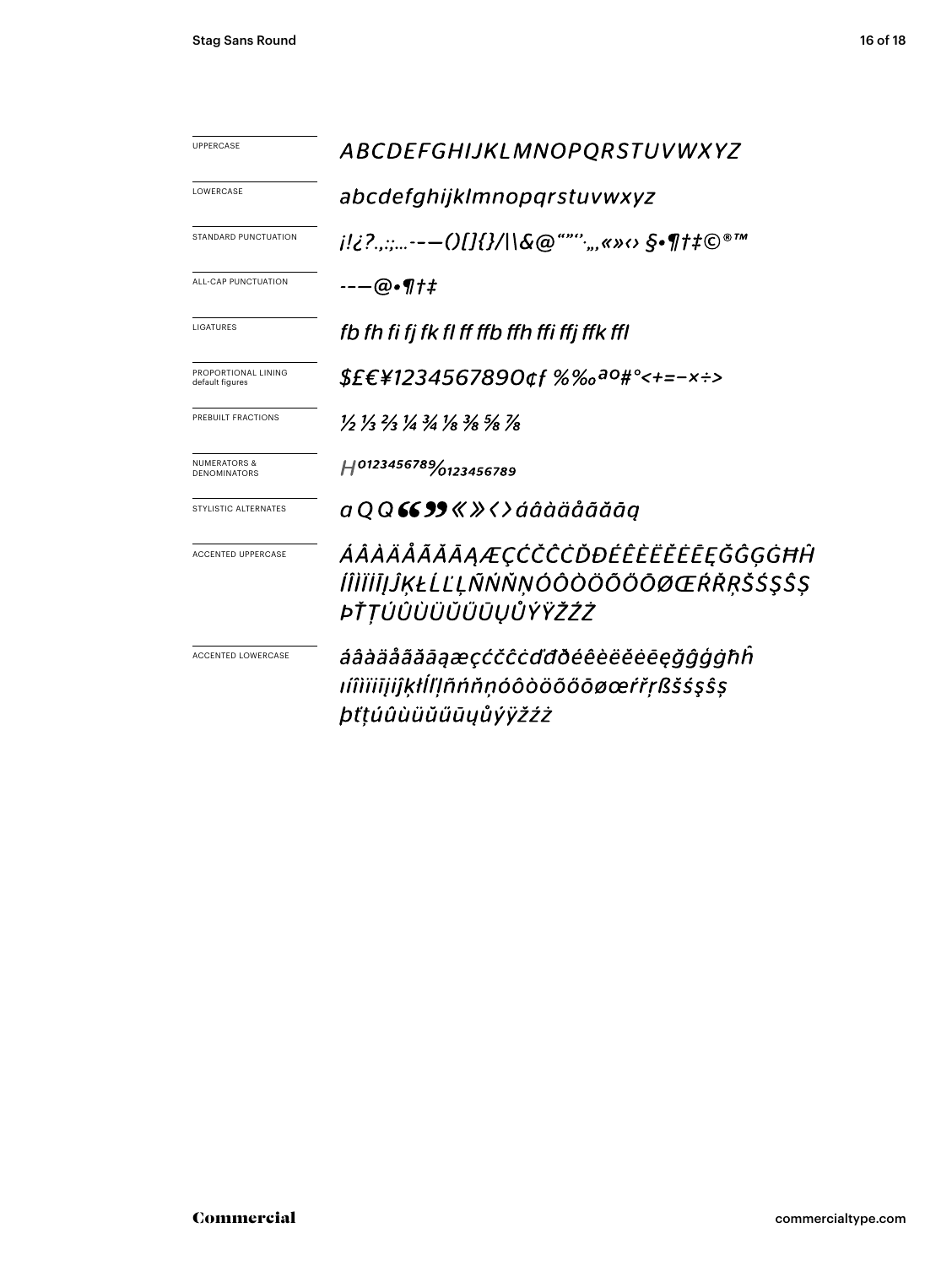| | |
|---|---|
| UPPERCASE | *ABCDEFGHIJKLMNOPQRSTUVWXYZ* |
| LOWERCASE | *abcdefghijklmnopqrstuvwxyz* |
| STANDARD PUNCTUATION | *¡!¿?.,:;...-–—()[]{}/\|\&@“”‘’·„,«»‹› §•¶†‡©®™* |
| ALL-CAP PUNCTUATION | *-–—@•¶†‡* |
| LIGATURES | *fb fh fi fj fk fl ff ffb ffh ffi ffj ffk ffl* |
| PROPORTIONAL LINING default figures | *$£€¥1234567890¢ƒ %‰ªº#°<+=−×÷>* |
| PREBUILT FRACTIONS | *½ ⅓ ⅔ ¼ ¾ ⅛ ⅜ ⅝ ⅞* |
| NUMERATORS & DENOMINATORS | *H⁰¹²³⁴⁵⁶⁷⁸⁹⁄₀₁₂₃₄₅₆₇₈₉* |
| STYLISTIC ALTERNATES | *a Q Q “ ” « » ‹ › áâàäåãăāą* |
| ACCENTED UPPERCASE | *ÁÂÀÄÅÃĂĀĄÆÇĆČĈĊĎĐÉÊÈËĚĖĒĘĞĜĢĠĦĤÍÎÌÏĪĮĴĶŁĹĽĻÑŃŇŅÓÔÒÖÕŐŌØŒŔŘŖŠŚŞŜȘÞŤŢÚÛÙÜŬŰŪŲŮÝŸŽŹŻ* |
| ACCENTED LOWERCASE | *áâàäåãăāąæçćčĉċďđðéêèëěėēęğĝģġħĥıíîìïīįĵķłĺľļñńňņóôòöõőōøœŕřŗßšśşŝșþťţúûùüŭűūųůýÿžźż* |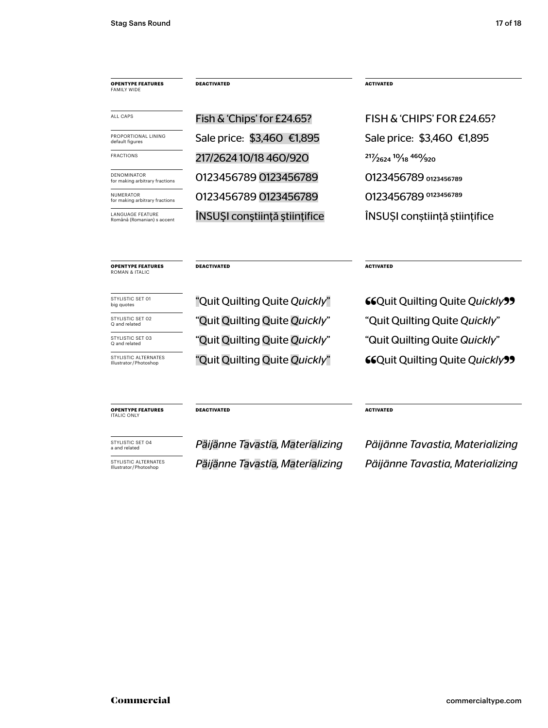| **OPENTYPE FEATURES** FAMILY WIDE | **DEACTIVATED** | **ACTIVATED** |
| --- | --- | --- |
| ALL CAPS | Fish & 'Chips' for £24.65? | FISH & 'CHIPS' FOR £24.65? |
| PROPORTIONAL LINING default figures | Sale price: $3,460 €1,895 | Sale price: $3,460 €1,895 |
| FRACTIONS | 217/2624 10/18 460/920 | ²¹⁷⁄₂₆₂₄ ¹⁰⁄₁₈ ⁴⁶⁰⁄₉₂₀ |
| DENOMINATOR for making arbitrary fractions | 0123456789 0123456789 | 0123456789 ₀₁₂₃₄₅₆₇₈₉ |
| NUMERATOR for making arbitrary fractions | 0123456789 0123456789 | 0123456789 ⁰¹²³⁴⁵⁶⁷⁸⁹ |
| LANGUAGE FEATURE Română (Romanian) s accent | ÎNSUŞI conştiinţă ştiinţifice | ÎNSUȘI conștiință științifice |

| **OPENTYPE FEATURES** ROMAN & ITALIC | **DEACTIVATED** | **ACTIVATED** |
| --- | --- | --- |
| STYLISTIC SET 01 big quotes | "Quit Quilting Quite *Quickly*" | "Quit Quilting Quite *Quickly*" |
| STYLISTIC SET 02 Q and related | "Quit Quilting Quite *Quickly*" | "Quit Quilting Quite *Quickly*" |
| STYLISTIC SET 03 Q and related | "Quit Quilting Quite *Quickly*" | "Quit Quilting Quite *Quickly*" |
| STYLISTIC ALTERNATES Illustrator / Photoshop | "Quit Quilting Quite *Quickly*" | "Quit Quilting Quite *Quickly*" |

| **OPENTYPE FEATURES** ITALIC ONLY | **DEACTIVATED** | **ACTIVATED** |
| --- | --- | --- |
| STYLISTIC SET 04 a and related | *Päijänne Tavastia, Materializing* | *Päijänne Tavastia, Materializing* |
| STYLISTIC ALTERNATES Illustrator / Photoshop | *Päijänne Tavastia, Materializing* | *Päijänne Tavastia, Materializing* |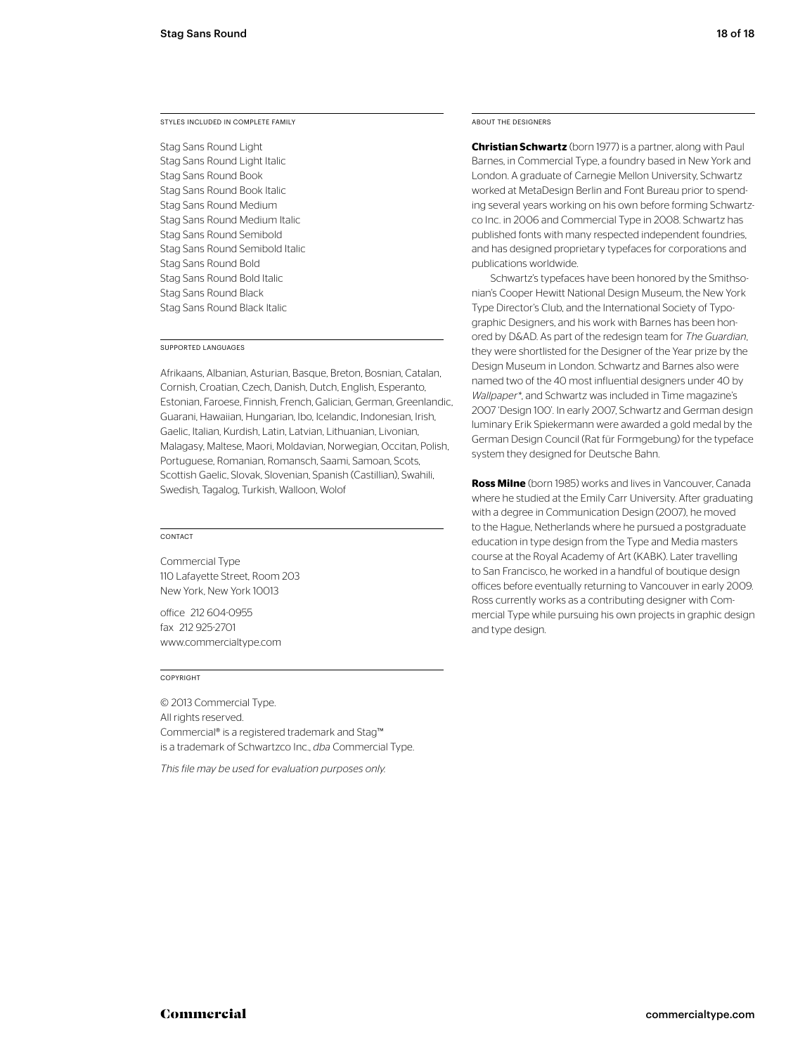## STYLES INCLUDED IN COMPLETE FAMILY

Stag Sans Round Light
Stag Sans Round Light Italic
Stag Sans Round Book
Stag Sans Round Book Italic
Stag Sans Round Medium
Stag Sans Round Medium Italic
Stag Sans Round Semibold
Stag Sans Round Semibold Italic
Stag Sans Round Bold
Stag Sans Round Bold Italic
Stag Sans Round Black
Stag Sans Round Black Italic

## SUPPORTED LANGUAGES

Afrikaans, Albanian, Asturian, Basque, Breton, Bosnian, Catalan, Cornish, Croatian, Czech, Danish, Dutch, English, Esperanto, Estonian, Faroese, Finnish, French, Galician, German, Greenlandic, Guarani, Hawaiian, Hungarian, Ibo, Icelandic, Indonesian, Irish, Gaelic, Italian, Kurdish, Latin, Latvian, Lithuanian, Livonian, Malagasy, Maltese, Maori, Moldavian, Norwegian, Occitan, Polish, Portuguese, Romanian, Romansch, Saami, Samoan, Scots, Scottish Gaelic, Slovak, Slovenian, Spanish (Castillian), Swahili, Swedish, Tagalog, Turkish, Walloon, Wolof

## CONTACT

Commercial Type
110 Lafayette Street, Room 203
New York, New York 10013

office 212 604-0955
fax 212 925-2701
www.commercialtype.com

## COPYRIGHT

© 2013 Commercial Type.
All rights reserved.
Commercial® is a registered trademark and Stag™
is a trademark of Schwartzco Inc., *dba* Commercial Type.

*This file may be used for evaluation purposes only.*

## ABOUT THE DESIGNERS

**Christian Schwartz** (born 1977) is a partner, along with Paul Barnes, in Commercial Type, a foundry based in New York and London. A graduate of Carnegie Mellon University, Schwartz worked at MetaDesign Berlin and Font Bureau prior to spending several years working on his own before forming Schwartzco Inc. in 2006 and Commercial Type in 2008. Schwartz has published fonts with many respected independent foundries, and has designed proprietary typefaces for corporations and publications worldwide.

Schwartz's typefaces have been honored by the Smithsonian's Cooper Hewitt National Design Museum, the New York Type Director's Club, and the International Society of Typographic Designers, and his work with Barnes has been honored by D&AD. As part of the redesign team for *The Guardian*, they were shortlisted for the Designer of the Year prize by the Design Museum in London. Schwartz and Barnes also were named two of the 40 most influential designers under 40 by *Wallpaper**, and Schwartz was included in Time magazine's 2007 'Design 100'. In early 2007, Schwartz and German design luminary Erik Spiekermann were awarded a gold medal by the German Design Council (Rat für Formgebung) for the typeface system they designed for Deutsche Bahn.

**Ross Milne** (born 1985) works and lives in Vancouver, Canada where he studied at the Emily Carr University. After graduating with a degree in Communication Design (2007), he moved to the Hague, Netherlands where he pursued a postgraduate education in type design from the Type and Media masters course at the Royal Academy of Art (KABK). Later travelling to San Francisco, he worked in a handful of boutique design offices before eventually returning to Vancouver in early 2009. Ross currently works as a contributing designer with Commercial Type while pursuing his own projects in graphic design and type design.